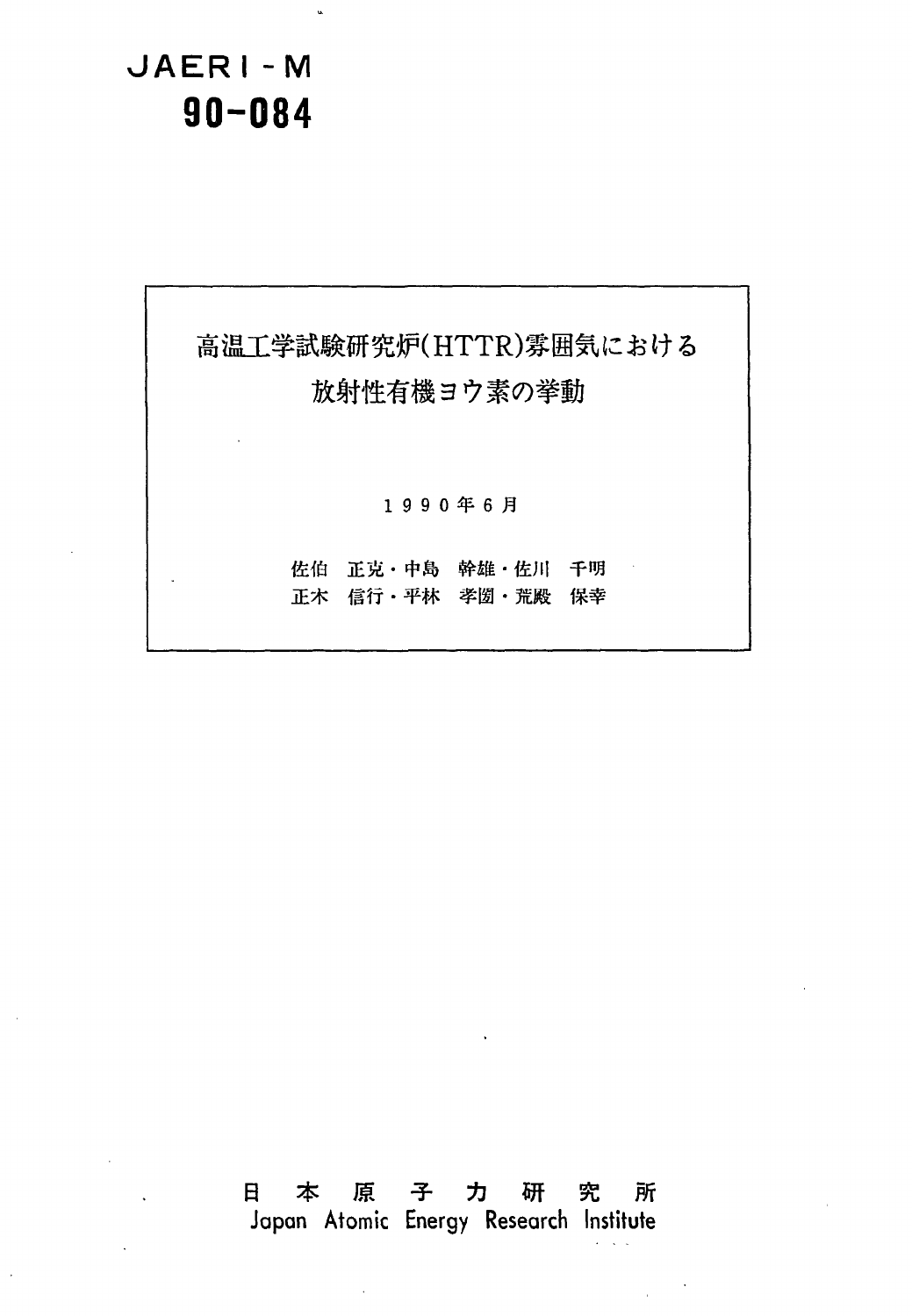JAERI-M
**90-084**

# 高温工学試験研究炉(HTTR)雰囲気における放射性有機ヨウ素の挙動

1990年6月

佐伯　正克・中島　幹雄・佐川　千明
正木　信行・平林　孝圀・荒殿　保幸

日　本　原　子　力　研　究　所
Japan Atomic Energy Research Institute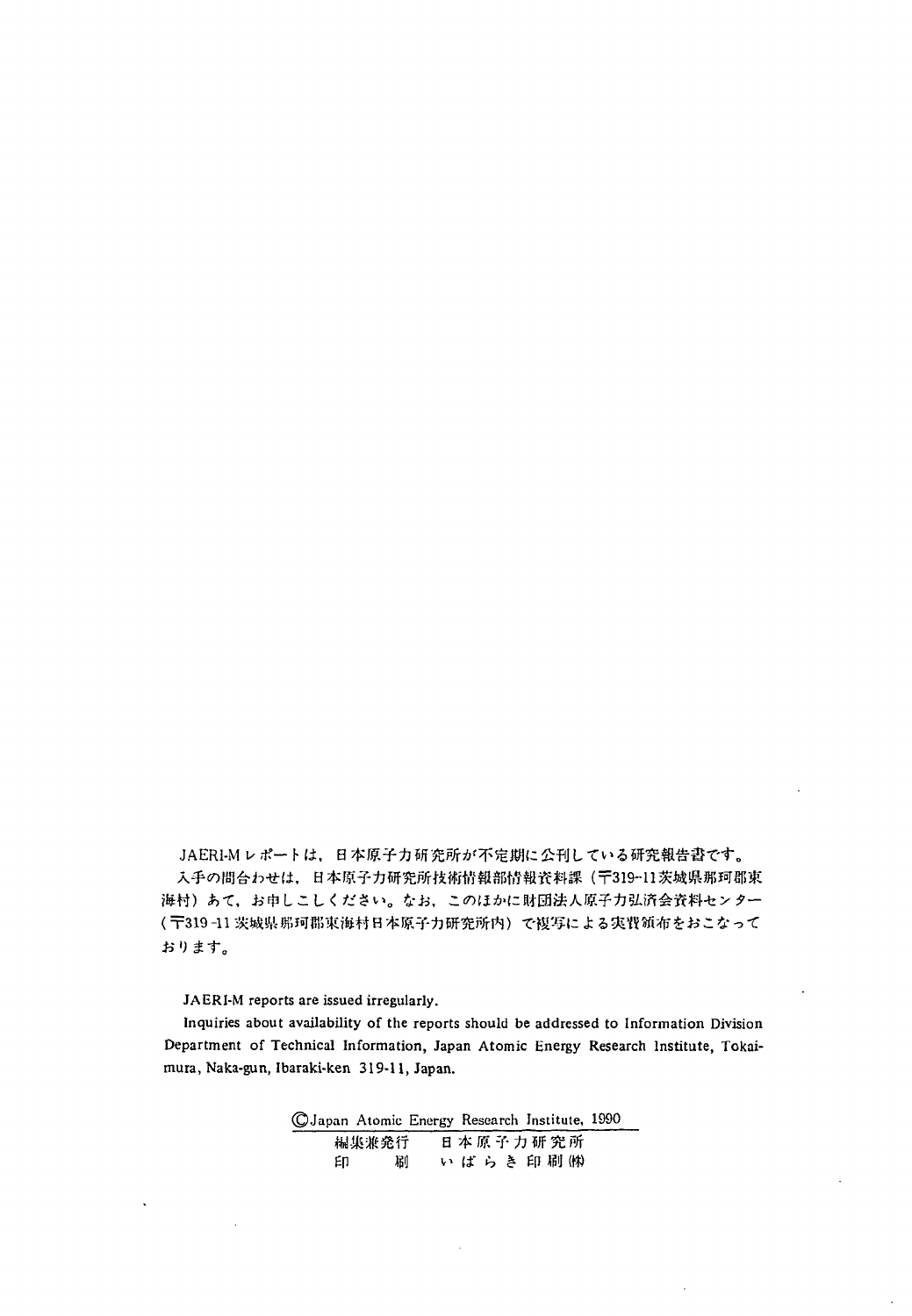JAERI-M レポートは，日本原子力研究所が不定期に公刊している研究報告書です。

入手の問合わせは，日本原子力研究所技術情報部情報資料課（〒319-11 茨城県那珂郡東海村）あて，お申しこしください。なお，このほかに財団法人原子力弘済会資料センター（〒319-11 茨城県那珂郡東海村日本原子力研究所内）で複写による実費頒布をおこなっております。

JAERI-M reports are issued irregularly.

Inquiries about availability of the reports should be addressed to Information Division Department of Technical Information, Japan Atomic Energy Research Institute, Tokai-mura, Naka-gun, Ibaraki-ken 319-11, Japan.

©Japan Atomic Energy Research Institute, 1990

編集兼発行　日本原子力研究所
印　　刷　いばらき印刷(株)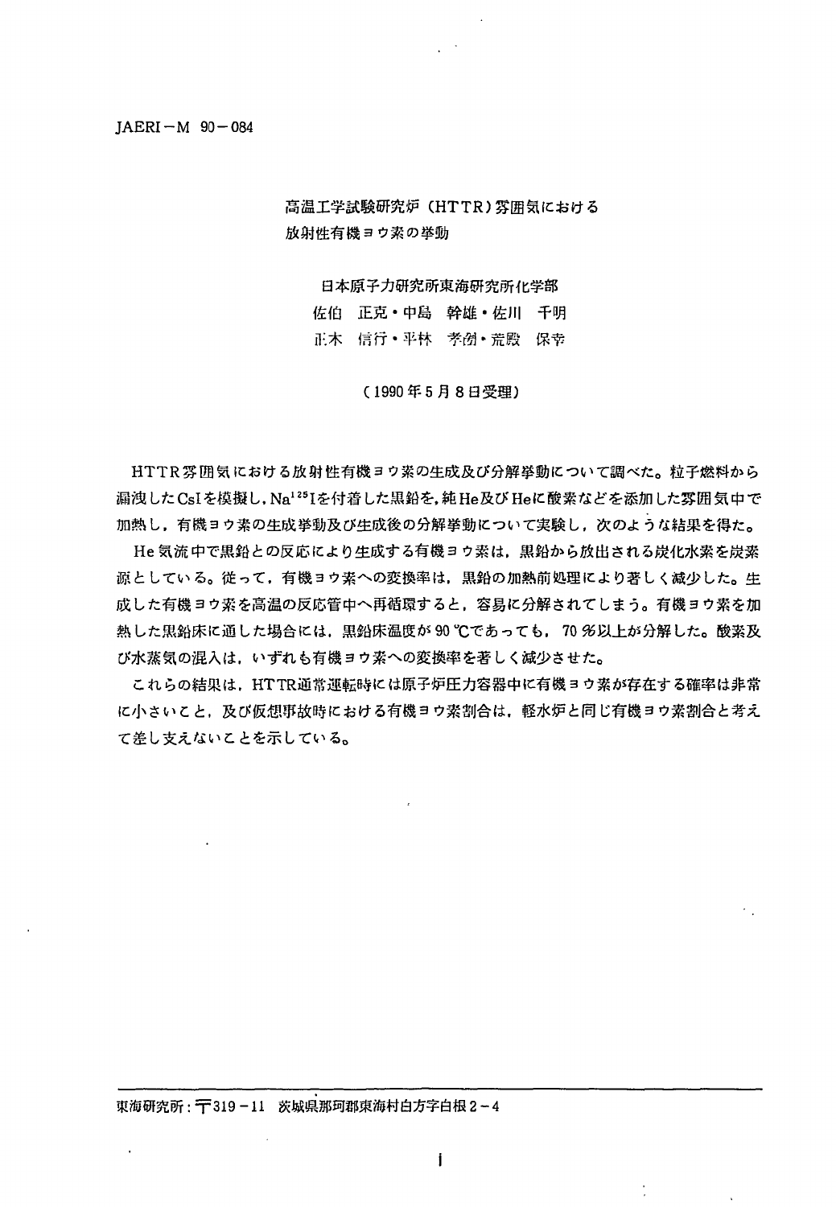JAERI－M　90－084

# 高温工学試験研究炉（HTTR）雰囲気における放射性有機ヨウ素の挙動

日本原子力研究所東海研究所化学部
佐伯　正克・中島　幹雄・佐川　千明
正木　信行・平林　孝圀・荒殿　保幸

（1990年5月8日受理）

HTTR雰囲気における放射性有機ヨウ素の生成及び分解挙動について調べた。粒子燃料から漏洩したCsIを模擬し，$Na^{125}I$を付着した黒鉛を，純He及びHeに酸素などを添加した雰囲気中で加熱し，有機ヨウ素の生成挙動及び生成後の分解挙動について実験し，次のような結果を得た。

He気流中で黒鉛との反応により生成する有機ヨウ素は，黒鉛から放出される炭化水素を炭素源としている。従って，有機ヨウ素への変換率は，黒鉛の加熱前処理により著しく減少した。生成した有機ヨウ素を高温の反応管中へ再循環すると，容易に分解されてしまう。有機ヨウ素を加熱した黒鉛床に通した場合には，黒鉛床温度が90℃であっても，70％以上が分解した。酸素及び水蒸気の混入は，いずれも有機ヨウ素への変換率を著しく減少させた。

これらの結果は，HTTR通常運転時には原子炉圧力容器中に有機ヨウ素が存在する確率は非常に小さいこと，及び仮想事故時における有機ヨウ素割合は，軽水炉と同じ有機ヨウ素割合と考えて差し支えないことを示している。

東海研究所：〒319－11　茨城県那珂郡東海村白方字白根2－4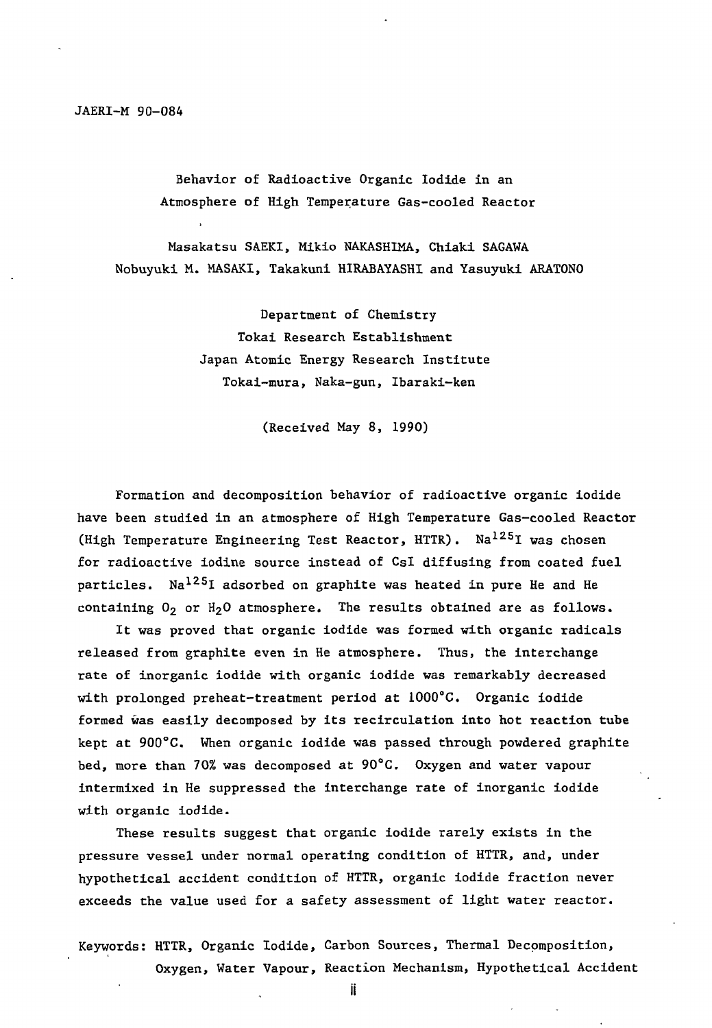JAERI-M 90-084

# Behavior of Radioactive Organic Iodide in an Atmosphere of High Temperature Gas-cooled Reactor

Masakatsu SAEKI, Mikio NAKASHIMA, Chiaki SAGAWA
Nobuyuki M. MASAKI, Takakuni HIRABAYASHI and Yasuyuki ARATONO

Department of Chemistry
Tokai Research Establishment
Japan Atomic Energy Research Institute
Tokai-mura, Naka-gun, Ibaraki-ken

(Received May 8, 1990)

Formation and decomposition behavior of radioactive organic iodide have been studied in an atmosphere of High Temperature Gas-cooled Reactor (High Temperature Engineering Test Reactor, HTTR). $Na^{125}I$ was chosen for radioactive iodine source instead of CsI diffusing from coated fuel particles. $Na^{125}I$ adsorbed on graphite was heated in pure He and He containing $O_2$ or $H_2O$ atmosphere. The results obtained are as follows.

It was proved that organic iodide was formed with organic radicals released from graphite even in He atmosphere. Thus, the interchange rate of inorganic iodide with organic iodide was remarkably decreased with prolonged preheat-treatment period at 1000°C. Organic iodide formed was easily decomposed by its recirculation into hot reaction tube kept at 900°C. When organic iodide was passed through powdered graphite bed, more than 70% was decomposed at 90°C. Oxygen and water vapour intermixed in He suppressed the interchange rate of inorganic iodide with organic iodide.

These results suggest that organic iodide rarely exists in the pressure vessel under normal operating condition of HTTR, and, under hypothetical accident condition of HTTR, organic iodide fraction never exceeds the value used for a safety assessment of light water reactor.

Keywords: HTTR, Organic Iodide, Carbon Sources, Thermal Decomposition, Oxygen, Water Vapour, Reaction Mechanism, Hypothetical Accident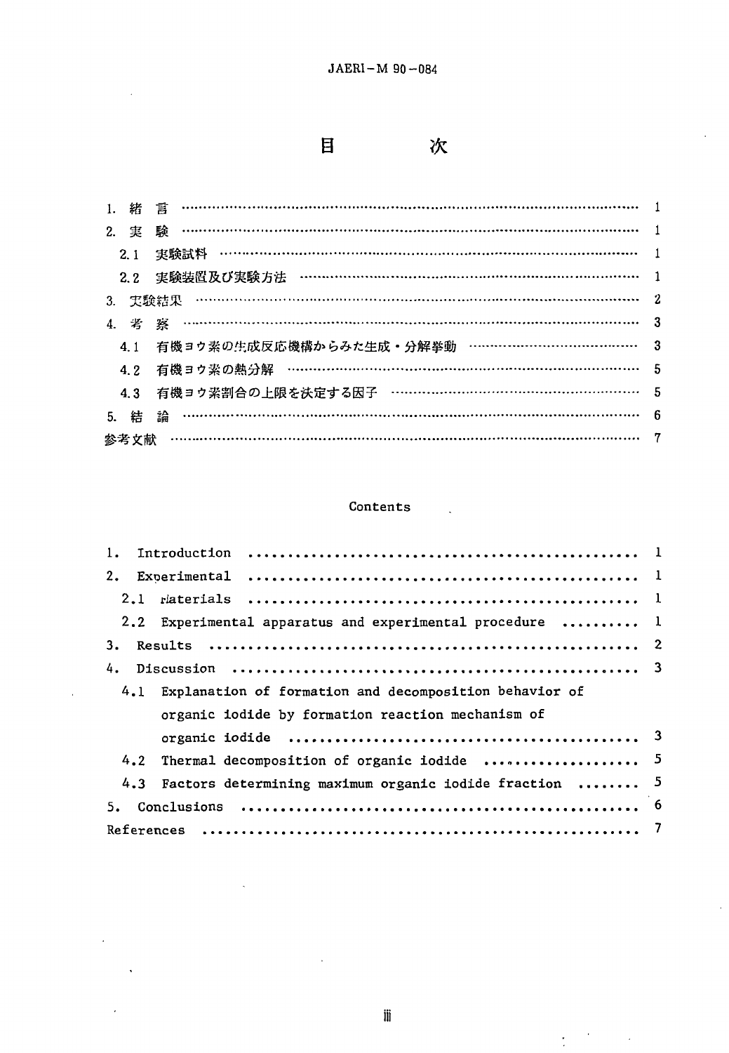# 目　　次

1. 緒　言 ………………………………………………………………………………………… 1
2. 実　験 ………………………………………………………………………………………… 1
   2.1 実験試料 …………………………………………………………………………………… 1
   2.2 実験装置及び実験方法 ………………………………………………………………… 1
3. 実験結果 ……………………………………………………………………………………… 2
4. 考　察 ………………………………………………………………………………………… 3
   4.1 有機ヨウ素の生成反応機構からみた生成・分解挙動 ……………………………… 3
   4.2 有機ヨウ素の熱分解 ……………………………………………………………………… 5
   4.3 有機ヨウ素割合の上限を決定する因子 ………………………………………………… 5
5. 結　論 ………………………………………………………………………………………… 6
参考文献 ………………………………………………………………………………………… 7

## Contents

1. Introduction ........................................................ 1
2. Experimental ........................................................ 1
   2.1 Materials ........................................................ 1
   2.2 Experimental apparatus and experimental procedure .......... 1
3. Results ............................................................. 2
4. Discussion .......................................................... 3
   4.1 Explanation of formation and decomposition behavior of organic iodide by formation reaction mechanism of organic iodide ........................................ 3
   4.2 Thermal decomposition of organic iodide .................... 5
   4.3 Factors determining maximum organic iodide fraction ........ 5
5. Conclusions ......................................................... 6
References ............................................................. 7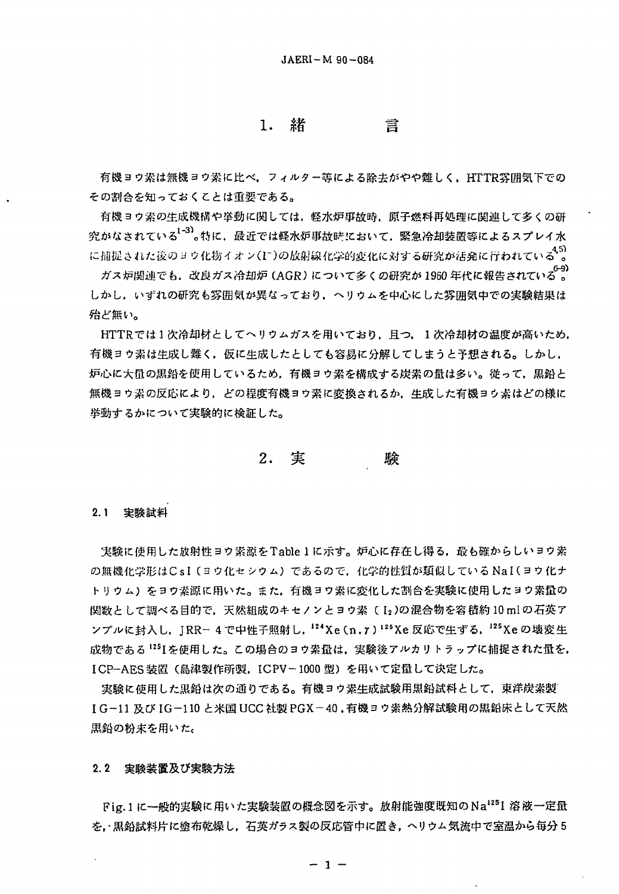# 1. 緒　　言

有機ヨウ素は無機ヨウ素に比べ，フィルター等による除去がやや難しく，HTTR雰囲気下でのその割合を知っておくことは重要である。

有機ヨウ素の生成機構や挙動に関しては，軽水炉事故時，原子燃料再処理に関連して多くの研究がなされている[1-3]。特に，最近では軽水炉事故時において，緊急冷却装置等によるスプレイ水に捕捉された後のヨウ化物イオン($I^-$)の放射線化学的変化に対する研究が活発に行われている[4,5]。

ガス炉関連でも，改良ガス冷却炉（AGR）について多くの研究が1960年代に報告されている[6-9]。しかし，いずれの研究も雰囲気が異なっており，ヘリウムを中心にした雰囲気中での実験結果は殆ど無い。

HTTRでは1次冷却材としてヘリウムガスを用いており，且つ，1次冷却材の温度が高いため，有機ヨウ素は生成し難く，仮に生成したとしても容易に分解してしまうと予想される。しかし，炉心に大量の黒鉛を使用しているため，有機ヨウ素を構成する炭素の量は多い。従って，黒鉛と無機ヨウ素の反応により，どの程度有機ヨウ素に変換されるか，生成した有機ヨウ素はどの様に挙動するかについて実験的に検証した。

# 2. 実　　験

## 2.1 実験試料

実験に使用した放射性ヨウ素源をTable 1に示す。炉心に存在し得る，最も確からしいヨウ素の無機化学形はCsI（ヨウ化セシウム）であるので，化学的性質が類似しているNaI（ヨウ化ナトリウム）をヨウ素源に用いた。また，有機ヨウ素に変化した割合を実験に使用したヨウ素量の関数として調べる目的で，天然組成のキセノンとヨウ素（$I_2$）の混合物を容積約10 mlの石英アンプルに封入し，JRR－4で中性子照射し，$^{124}Xe(n,\gamma)^{125}Xe$反応で生ずる，$^{125}Xe$の壊変生成物である$^{125}I$を使用した。この場合のヨウ素量は，実験後アルカリトラップに捕捉された量を，ICP-AES装置（島津製作所製，ICPV－1000型）を用いて定量して決定した。

実験に使用した黒鉛は次の通りである。有機ヨウ素生成試験用黒鉛試料として，東洋炭素製IG－11及びIG－110と米国UCC社製PGX－40，有機ヨウ素熱分解試験用の黒鉛床として天然黒鉛の粉末を用いた。

## 2.2 実験装置及び実験方法

Fig.1に一般的実験に用いた実験装置の概念図を示す。放射能強度既知の$Na^{125}I$溶液一定量を，黒鉛試料片に塗布乾燥し，石英ガラス製の反応管中に置き，ヘリウム気流中で室温から毎分5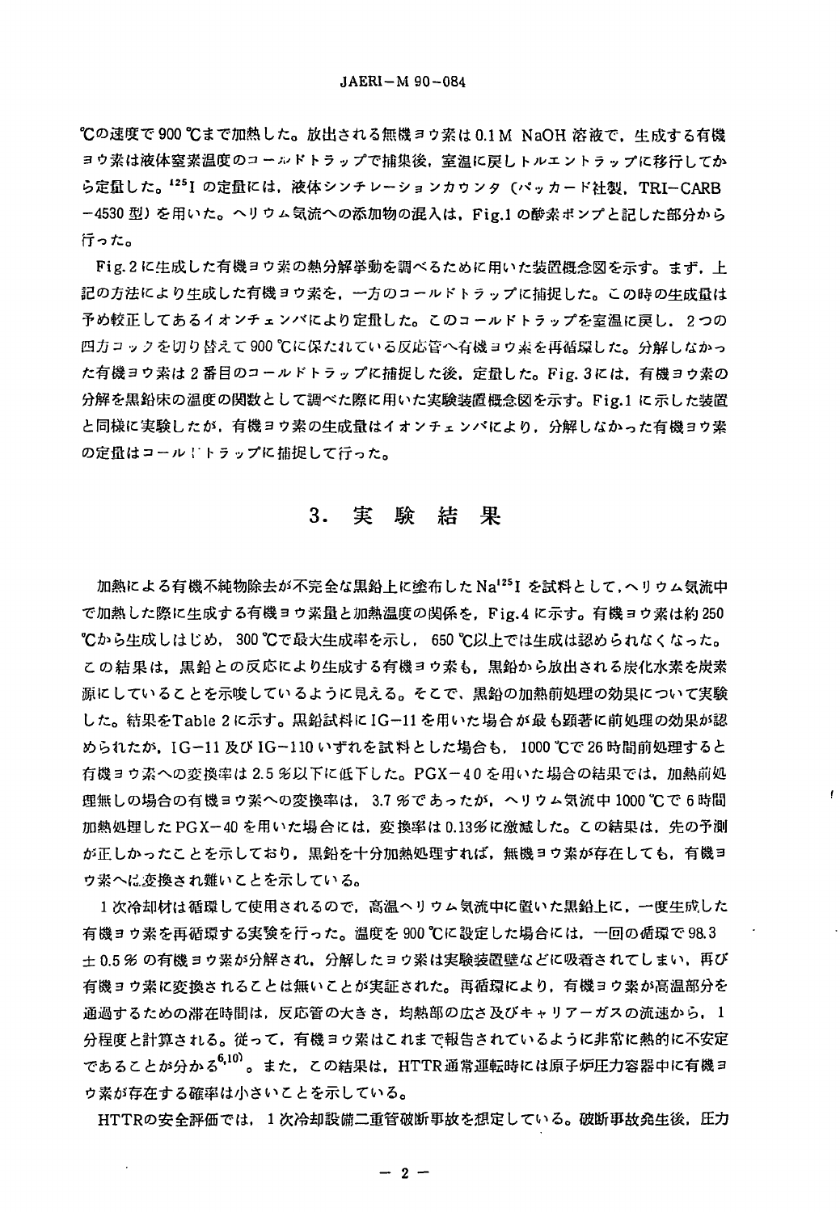℃の速度で900℃まで加熱した。放出される無機ヨウ素は0.1M NaOH溶液で，生成する有機ヨウ素は液体窒素温度のコールドトラップで捕集後，室温に戻しトルエントラップに移行してから定量した。$^{125}I$ の定量には，液体シンチレーションカウンタ（パッカード社製，TRI-CARB-4530型）を用いた。ヘリウム気流への添加物の混入は，Fig.1の酸素ボンプと記した部分から行った。

Fig.2に生成した有機ヨウ素の熱分解挙動を調べるために用いた装置概念図を示す。まず，上記の方法により生成した有機ヨウ素を，一方のコールドトラップに捕捉した。この時の生成量は予め較正してあるイオンチェンバにより定量した。このコールドトラップを室温に戻し，2つの四方コックを切り替えて900℃に保たれている反応管へ有機ヨウ素を再循環した。分解しなかった有機ヨウ素は2番目のコールドトラップに捕捉した後，定量した。Fig.3には，有機ヨウ素の分解を黒鉛床の温度の関数として調べた際に用いた実験装置概念図を示す。Fig.1に示した装置と同様に実験したが，有機ヨウ素の生成量はイオンチェンバにより，分解しなかった有機ヨウ素の定量はコールドトラップに捕捉して行った。

## 3. 実験結果

加熱による有機不純物除去が不完全な黒鉛上に塗布した $Na^{125}I$ を試料として，ヘリウム気流中で加熱した際に生成する有機ヨウ素量と加熱温度の関係を，Fig.4に示す。有機ヨウ素は約250℃から生成しはじめ，300℃で最大生成率を示し，650℃以上では生成は認められなくなった。この結果は，黒鉛との反応により生成する有機ヨウ素も，黒鉛から放出される炭化水素を炭素源にしていることを示唆しているように見える。そこで，黒鉛の加熱前処理の効果について実験した。結果をTable 2に示す。黒鉛試料にIG-11を用いた場合が最も顕著に前処理の効果が認められたが，IG-11及びIG-110いずれを試料とした場合も，1000℃で26時間前処理すると有機ヨウ素への変換率は2.5％以下に低下した。PGX-40を用いた場合の結果では，加熱前処理無しの場合の有機ヨウ素への変換率は，3.7％であったが，ヘリウム気流中1000℃で6時間加熱処理したPGX-40を用いた場合には，変換率は0.13％に激減した。この結果は，先の予測が正しかったことを示しており，黒鉛を十分加熱処理すれば，無機ヨウ素が存在しても，有機ヨウ素へに変換され難いことを示している。

1次冷却材は循環して使用されるので，高温ヘリウム気流中に置いた黒鉛上に，一度生成した有機ヨウ素を再循環する実験を行った。温度を900℃に設定した場合には，一回の循環で98.3±0.5％の有機ヨウ素が分解され，分解したヨウ素は実験装置壁などに吸着されてしまい，再び有機ヨウ素に変換されることは無いことが実証された。再循環により，有機ヨウ素が高温部分を通過するための滞在時間は，反応管の大きさ，均熱部の広さ及びキャリアーガスの流速から，1分程度と計算される。従って，有機ヨウ素はこれまで報告されているように非常に熱的に不安定であることが分かる[6,10]。また，この結果は，HTTR通常運転時には原子炉圧力容器中に有機ヨウ素が存在する確率は小さいことを示している。

HTTRの安全評価では，1次冷却設備二重管破断事故を想定している。破断事故発生後，圧力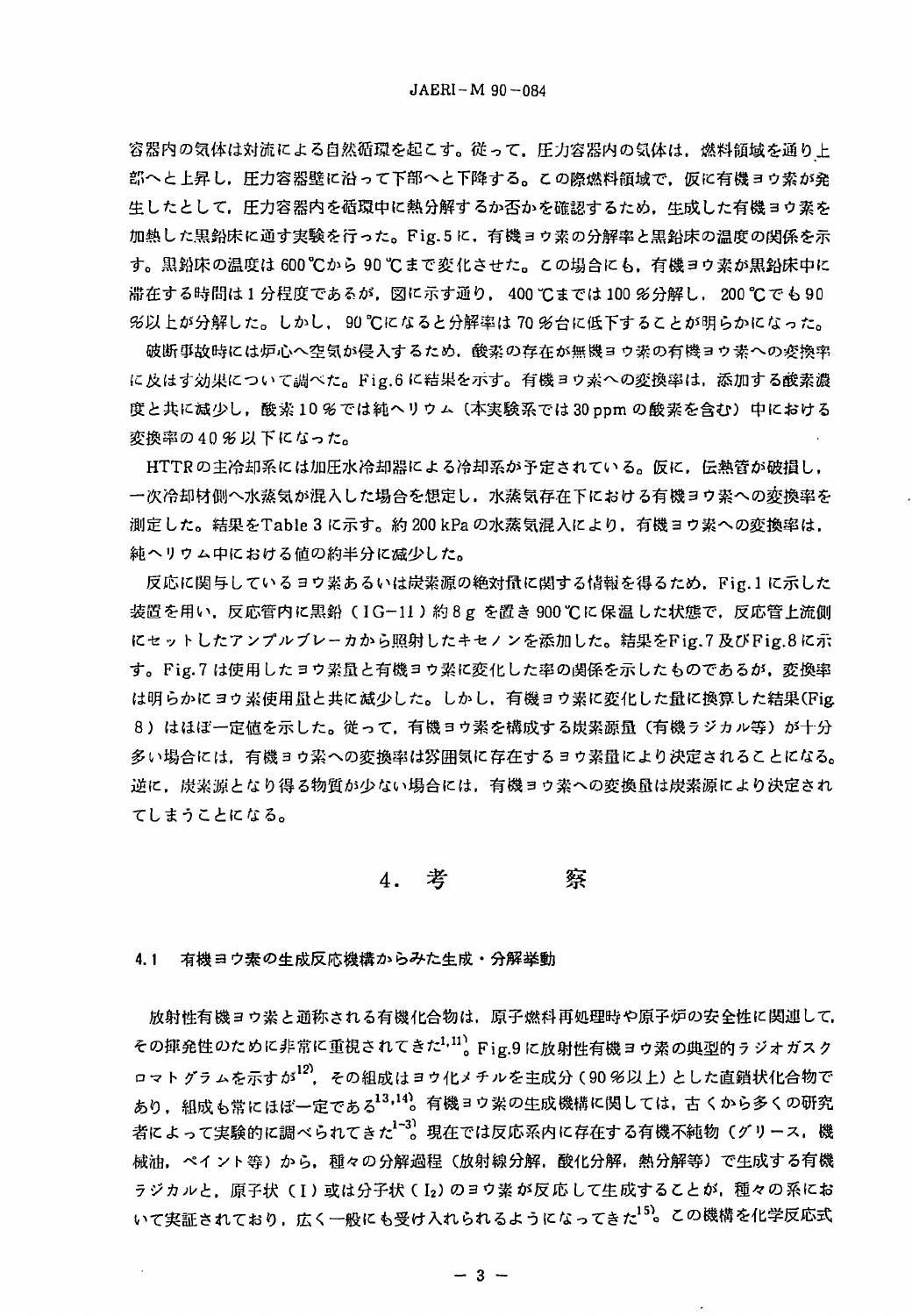容器内の気体は対流による自然循環を起こす。従って，圧力容器内の気体は，燃料領域を通り上部へと上昇し，圧力容器壁に沿って下部へと下降する。この際燃料領域で，仮に有機ヨウ素が発生したとして，圧力容器内を循環中に熱分解するか否かを確認するため，生成した有機ヨウ素を加熱した黒鉛床に通す実験を行った。Fig.5に，有機ヨウ素の分解率と黒鉛床の温度の関係を示す。黒鉛床の温度は600℃から90℃まで変化させた。この場合にも，有機ヨウ素が黒鉛床中に滞在する時間は1分程度であるが，図に示す通り，400℃までは100％分解し，200℃でも90％以上が分解した。しかし，90℃になると分解率は70％台に低下することが明らかになった。

破断事故時には炉心へ空気が侵入するため，酸素の存在が無機ヨウ素の有機ヨウ素への変換率に及ぼす効果について調べた。Fig.6に結果を示す。有機ヨウ素への変換率は，添加する酸素濃度と共に減少し，酸素10％では純ヘリウム（本実験系では30 ppmの酸素を含む）中における変換率の40％以下になった。

HTTRの主冷却系には加圧水冷却器による冷却系が予定されている。仮に，伝熱管が破損し，一次冷却材側へ水蒸気が混入した場合を想定し，水蒸気存在下における有機ヨウ素への変換率を測定した。結果をTable 3に示す。約200 kPaの水蒸気混入により，有機ヨウ素への変換率は，純ヘリウム中における値の約半分に減少した。

反応に関与しているヨウ素あるいは炭素源の絶対量に関する情報を得るため，Fig.1に示した装置を用い，反応管内に黒鉛（IG−11）約8 gを置き900℃に保温した状態で，反応管上流側にセットしたアンプルブレーカから照射したキセノンを添加した。結果をFig.7及びFig.8に示す。Fig.7は使用したヨウ素量と有機ヨウ素に変化した率の関係を示したものであるが，変換率は明らかにヨウ素使用量と共に減少した。しかし，有機ヨウ素に変化した量に換算した結果(Fig 8）はほぼ一定値を示した。従って，有機ヨウ素を構成する炭素源量（有機ラジカル等）が十分多い場合には，有機ヨウ素への変換率は雰囲気に存在するヨウ素量により決定されることになる。逆に，炭素源となり得る物質が少ない場合には，有機ヨウ素への変換量は炭素源により決定されてしまうことになる。

## 4. 考　　察

### 4.1 有機ヨウ素の生成反応機構からみた生成・分解挙動

放射性有機ヨウ素と通称される有機化合物は，原子燃料再処理時や原子炉の安全性に関連して，その揮発性のために非常に重視されてきた[1,11]。Fig.9に放射性有機ヨウ素の典型的ラジオガスクロマトグラムを示すが[12]，その組成はヨウ化メチルを主成分（90％以上）とした直鎖状化合物であり，組成も常にほぼ一定である[13,14]。有機ヨウ素の生成機構に関しては，古くから多くの研究者によって実験的に調べられてきた[1-3]。現在では反応系内に存在する有機不純物（グリース，機械油，ペイント等）から，種々の分解過程（放射線分解，酸化分解，熱分解等）で生成する有機ラジカルと，原子状（I）或は分子状（$I_2$）のヨウ素が反応して生成することが，種々の系において実証されており，広く一般にも受け入れられるようになってきた[15]。この機構を化学反応式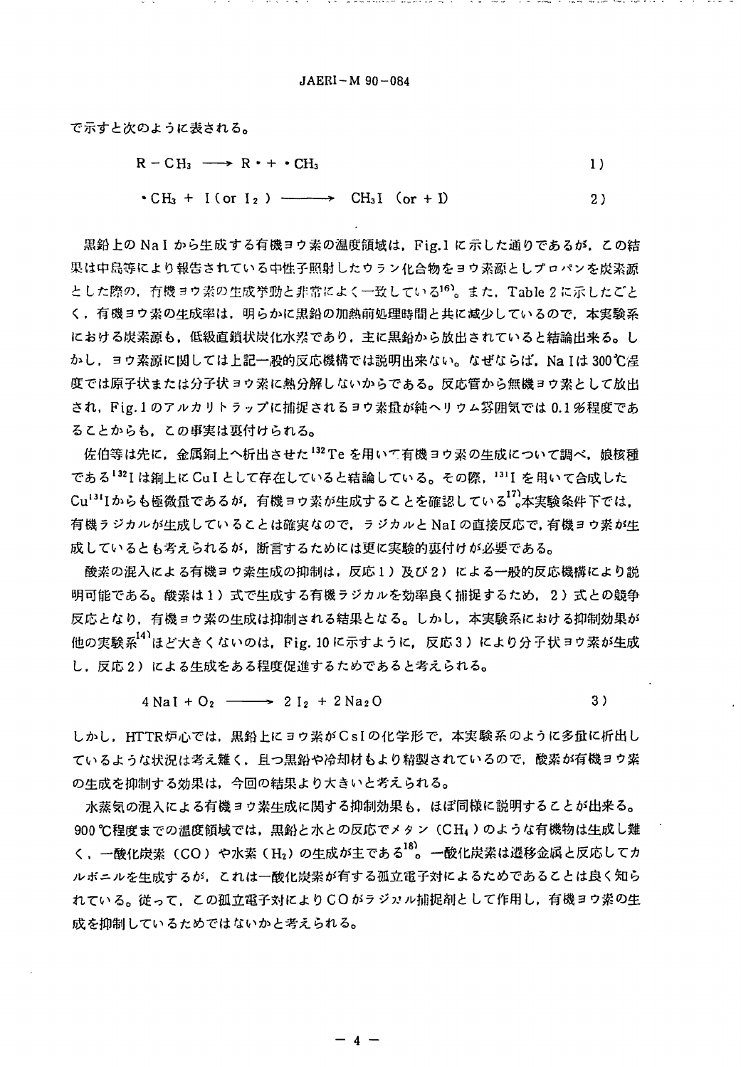で示すと次のように表される。

$$R-CH_3 \longrightarrow R\cdot + \cdot CH_3 \qquad 1)$$

$$\cdot CH_3 + I\ (\text{or}\ I_2) \longrightarrow CH_3I\ (\text{or} + I) \qquad 2)$$

黒鉛上のNaIから生成する有機ヨウ素の温度領域は，Fig.1に示した通りであるが，この結果は中島等により報告されている中性子照射したウラン化合物をヨウ素源としプロパンを炭素源とした際の，有機ヨウ素の生成挙動と非常によく一致している[16]。また，Table 2に示したごとく，有機ヨウ素の生成率は，明らかに黒鉛の加熱前処理時間と共に減少しているので，本実験系における炭素源も，低級直鎖状炭化水素であり，主に黒鉛から放出されていると結論出来る。しかし，ヨウ素源に関しては上記一般的反応機構では説明出来ない。なぜならば，NaIは300℃程度では原子状または分子状ヨウ素に熱分解しないからである。反応管から無機ヨウ素として放出され，Fig.1のアルカリトラップに捕捉されるヨウ素量が純ヘリウム雰囲気では0.1％程度であることからも，この事実は裏付けられる。

佐伯等は先に，金属銅上へ析出させた$^{132}Te$を用いて有機ヨウ素の生成について調べ，娘核種である$^{132}I$は銅上にCuIとして存在していると結論している。その際，$^{131}I$を用いて合成した$Cu^{131}I$からも極微量であるが，有機ヨウ素が生成することを確認している[17]。本実験条件下では，有機ラジカルが生成していることは確実なので，ラジカルとNaIの直接反応で，有機ヨウ素が生成しているとも考えられるが，断言するためには更に実験的裏付けが必要である。

酸素の混入による有機ヨウ素生成の抑制は，反応1）及び2）による一般的反応機構により説明可能である。酸素は1）式で生成する有機ラジカルを効率良く捕捉するため，2）式との競争反応となり，有機ヨウ素の生成は抑制される結果となる。しかし，本実験系における抑制効果が他の実験系[14]ほど大きくないのは，Fig. 10に示すように，反応3）により分子状ヨウ素が生成し，反応2）による生成をある程度促進するためであると考えられる。

$$4\,NaI + O_2 \longrightarrow 2\,I_2 + 2\,Na_2O \qquad 3)$$

しかし，HTTR炉心では，黒鉛上にヨウ素がCsIの化学形で，本実験系のように多量に析出しているような状況は考え難く，且つ黒鉛や冷却材もより精製されているので，酸素が有機ヨウ素の生成を抑制する効果は，今回の結果より大きいと考えられる。

水蒸気の混入による有機ヨウ素生成に関する抑制効果も，ほぼ同様に説明することが出来る。900℃程度までの温度領域では，黒鉛と水との反応でメタン（$CH_4$）のような有機物は生成し難く，一酸化炭素（CO）や水素（$H_2$）の生成が主である[18]。一酸化炭素は遷移金属と反応してカルボニルを生成するが，これは一酸化炭素が有する孤立電子対によるためであることは良く知られている。従って，この孤立電子対によりCOがラジカル捕捉剤として作用し，有機ヨウ素の生成を抑制しているためではないかと考えられる。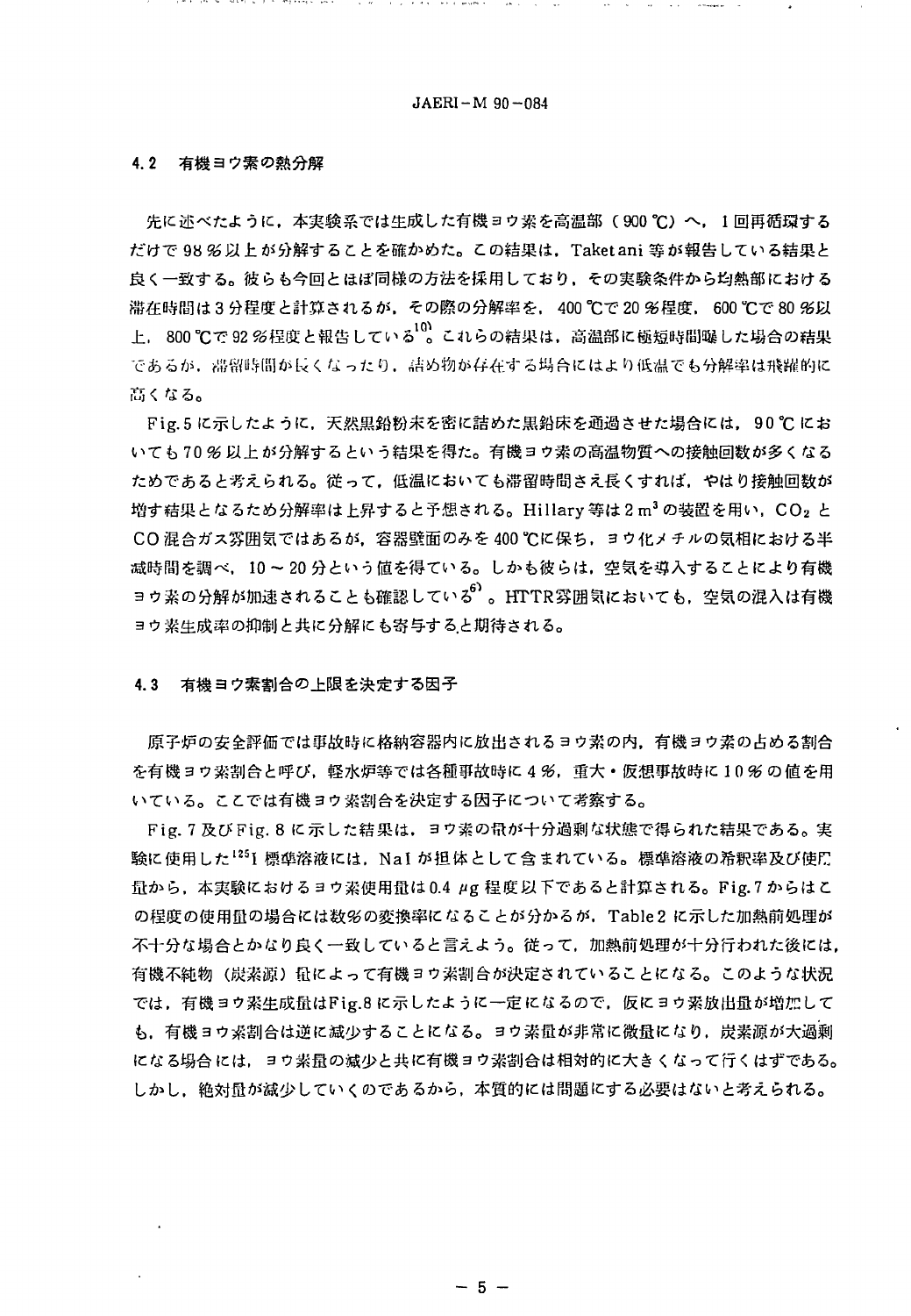## 4.2 有機ヨウ素の熱分解

先に述べたように，本実験系では生成した有機ヨウ素を高温部（900 ℃）へ，1回再循環するだけで98％以上が分解することを確かめた。この結果は，Taketani 等が報告している結果と良く一致する。彼らも今回とほぼ同様の方法を採用しており，その実験条件から均熱部における滞在時間は3分程度と計算されるが，その際の分解率を，400 ℃で20％程度，600 ℃で80％以上，800 ℃で92％程度と報告している[10]。これらの結果は，高温部に極短時間曝した場合の結果であるが，滞留時間が長くなったり，詰め物が存在する場合にはより低温でも分解率は飛躍的に高くなる。

Fig.5 に示したように，天然黒鉛粉末を密に詰めた黒鉛床を通過させた場合には，90 ℃においても70％以上が分解するという結果を得た。有機ヨウ素の高温物質への接触回数が多くなるためであると考えられる。従って，低温においても滞留時間さえ長くすれば，やはり接触回数が増す結果となるため分解率は上昇すると予想される。Hillary 等は2 $m^3$ の装置を用い，$CO_2$ と CO 混合ガス雰囲気ではあるが，容器壁面のみを400 ℃に保ち，ヨウ化メチルの気相における半減時間を調べ，10～20分という値を得ている。しかも彼らは，空気を導入することにより有機ヨウ素の分解が加速されることも確認している[6]。HTTR雰囲気においても，空気の混入は有機ヨウ素生成率の抑制と共に分解にも寄与すると期待される。

## 4.3 有機ヨウ素割合の上限を決定する因子

原子炉の安全評価では事故時に格納容器内に放出されるヨウ素の内，有機ヨウ素の占める割合を有機ヨウ素割合と呼び，軽水炉等では各種事故時に4％，重大・仮想事故時に10％の値を用いている。ここでは有機ヨウ素割合を決定する因子について考察する。

Fig.7 及び Fig.8 に示した結果は，ヨウ素の量が十分過剰な状態で得られた結果である。実験に使用した $^{125}$I 標準溶液には，NaI が担体として含まれている。標準溶液の希釈率及び使用量から，本実験におけるヨウ素使用量は0.4 μg 程度以下であると計算される。Fig.7 からはこの程度の使用量の場合には数％の変換率になることが分かるが，Table 2 に示した加熱前処理が不十分な場合とかなり良く一致していると言えよう。従って，加熱前処理が十分行われた後には，有機不純物（炭素源）量によって有機ヨウ素割合が決定されていることになる。このような状況では，有機ヨウ素生成量は Fig.8 に示したように一定になるので，仮にヨウ素放出量が増加しても，有機ヨウ素割合は逆に減少することになる。ヨウ素量が非常に微量になり，炭素源が大過剰になる場合には，ヨウ素量の減少と共に有機ヨウ素割合は相対的に大きくなって行くはずである。しかし，絶対量が減少していくのであるから，本質的には問題にする必要はないと考えられる。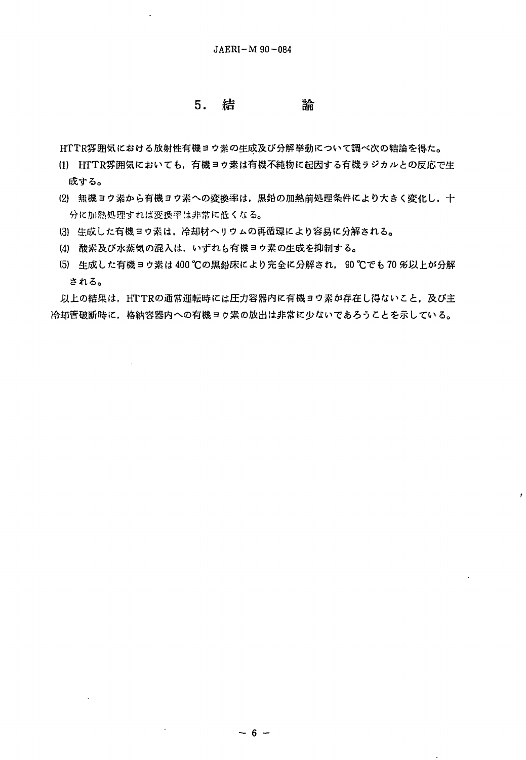# 5. 結　　論

HTTR雰囲気における放射性有機ヨウ素の生成及び分解挙動について調べ次の結論を得た。

(1) HTTR雰囲気においても，有機ヨウ素は有機不純物に起因する有機ラジカルとの反応で生成する。

(2) 無機ヨウ素から有機ヨウ素への変換率は，黒鉛の加熱前処理条件により大きく変化し，十分に加熱処理すれば変換率は非常に低くなる。

(3) 生成した有機ヨウ素は，冷却材ヘリウムの再循環により容易に分解される。

(4) 酸素及び水蒸気の混入は，いずれも有機ヨウ素の生成を抑制する。

(5) 生成した有機ヨウ素は400 ℃の黒鉛床により完全に分解され，90 ℃でも70 %以上が分解される。

以上の結果は，HTTRの通常運転時には圧力容器内に有機ヨウ素が存在し得ないこと，及び主冷却管破断時に，格納容器内への有機ヨウ素の放出は非常に少ないであろうことを示している。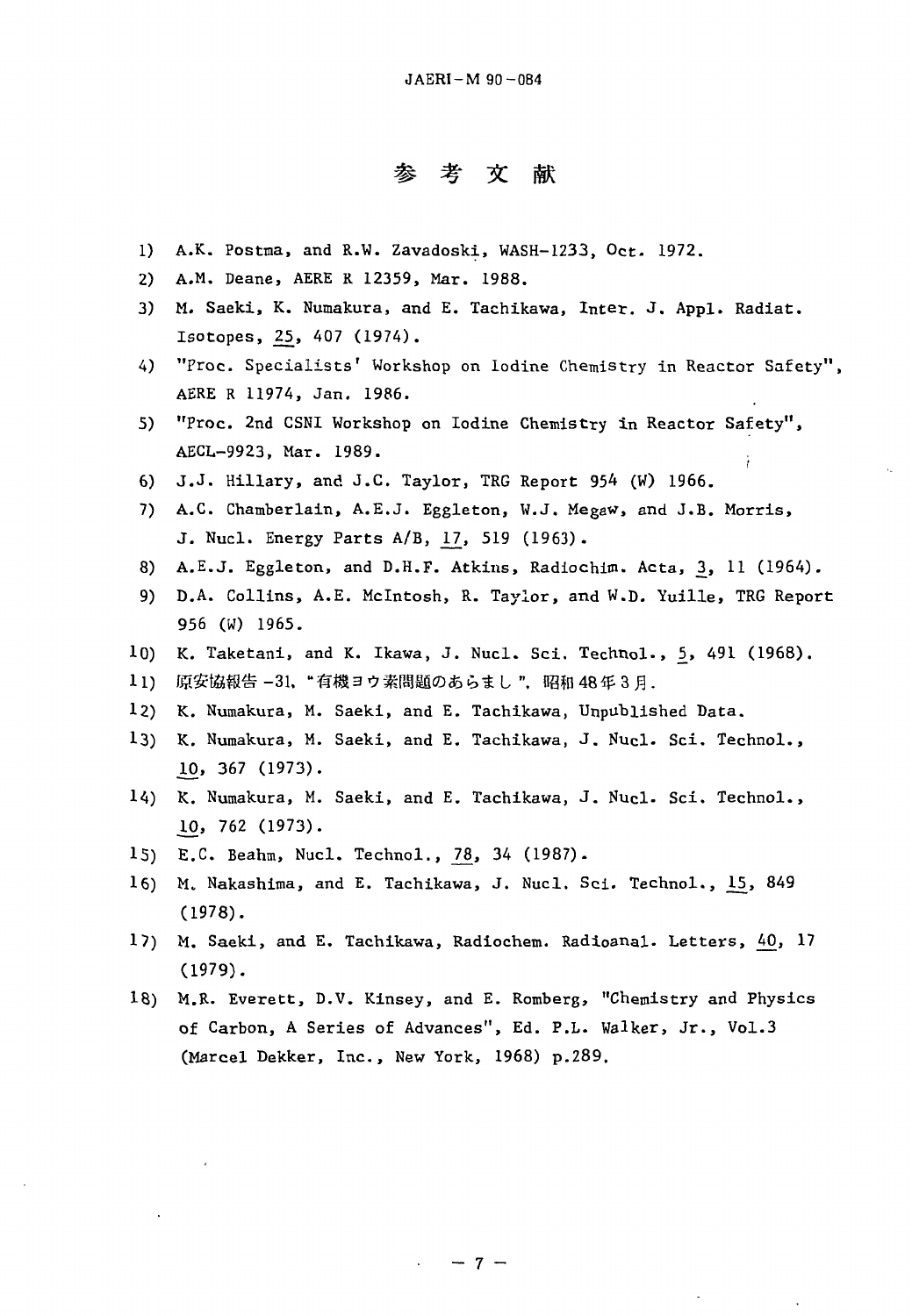# 参考文献

1) A.K. Postma, and R.W. Zavadoski, WASH-1233, Oct. 1972.
2) A.M. Deane, AERE R 12359, Mar. 1988.
3) M. Saeki, K. Numakura, and E. Tachikawa, Inter. J. Appl. Radiat. Isotopes, 25, 407 (1974).
4) "Proc. Specialists' Workshop on Iodine Chemistry in Reactor Safety", AERE R 11974, Jan. 1986.
5) "Proc. 2nd CSNI Workshop on Iodine Chemistry in Reactor Safety", AECL-9923, Mar. 1989.
6) J.J. Hillary, and J.C. Taylor, TRG Report 954 (W) 1966.
7) A.C. Chamberlain, A.E.J. Eggleton, W.J. Megaw, and J.B. Morris, J. Nucl. Energy Parts A/B, 17, 519 (1963).
8) A.E.J. Eggleton, and D.H.F. Atkins, Radiochim. Acta, 3, 11 (1964).
9) D.A. Collins, A.E. McIntosh, R. Taylor, and W.D. Yuille, TRG Report 956 (W) 1965.
10) K. Taketani, and K. Ikawa, J. Nucl. Sci. Technol., 5, 491 (1968).
11) 原安協報告 -31, "有機ヨウ素問題のあらまし", 昭和48年3月.
12) K. Numakura, M. Saeki, and E. Tachikawa, Unpublished Data.
13) K. Numakura, M. Saeki, and E. Tachikawa, J. Nucl. Sci. Technol., 10, 367 (1973).
14) K. Numakura, M. Saeki, and E. Tachikawa, J. Nucl. Sci. Technol., 10, 762 (1973).
15) E.C. Beahm, Nucl. Technol., 78, 34 (1987).
16) M. Nakashima, and E. Tachikawa, J. Nucl. Sci. Technol., 15, 849 (1978).
17) M. Saeki, and E. Tachikawa, Radiochem. Radioanal. Letters, 40, 17 (1979).
18) M.R. Everett, D.V. Kinsey, and E. Romberg, "Chemistry and Physics of Carbon, A Series of Advances", Ed. P.L. Walker, Jr., Vol.3 (Marcel Dekker, Inc., New York, 1968) p.289.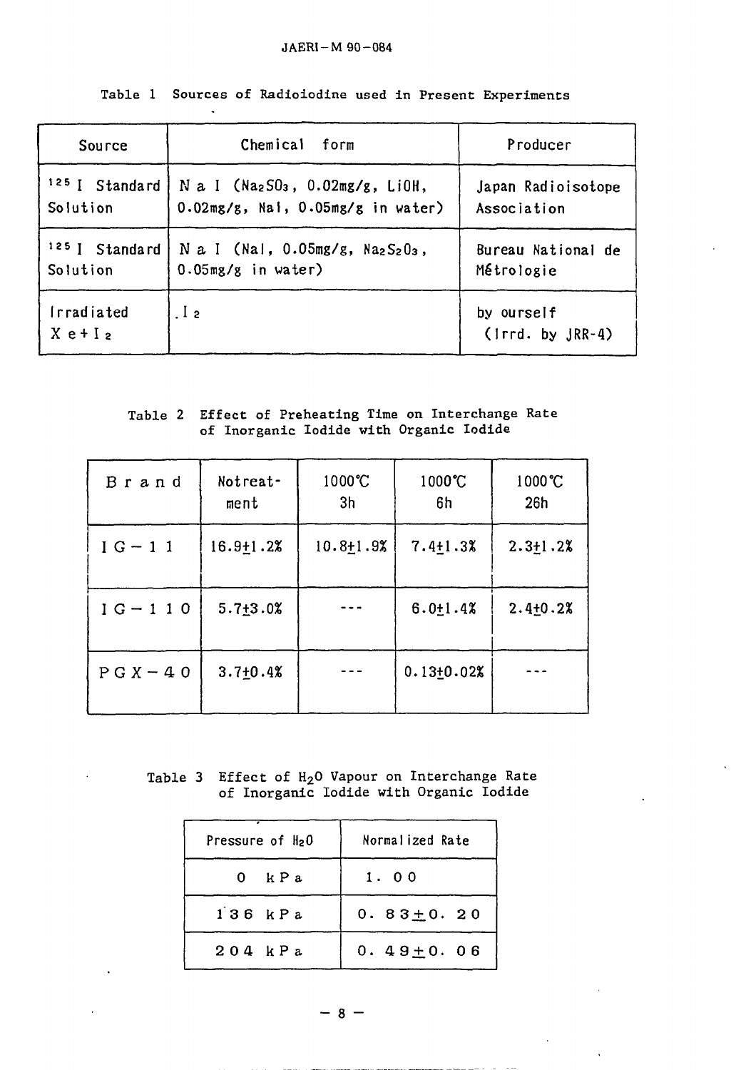Table 1 Sources of Radioiodine used in Present Experiments

| Source | Chemical form | Producer |
|---|---|---|
| $^{125}I$ Standard Solution | NaI ($Na_2SO_3$, 0.02mg/g, LiOH, 0.02mg/g, NaI, 0.05mg/g in water) | Japan Radioisotope Association |
| $^{125}I$ Standard Solution | NaI (NaI, 0.05mg/g, $Na_2S_2O_3$, 0.05mg/g in water) | Bureau National de Métrologie |
| Irradiated Xe+$I_2$ | $I_2$ | by ourself (Irrd. by JRR-4) |

Table 2 Effect of Preheating Time on Interchange Rate of Inorganic Iodide with Organic Iodide

| Brand | Notreatment | 1000℃ 3h | 1000℃ 6h | 1000℃ 26h |
|---|---|---|---|---|
| IG-11 | 16.9±1.2% | 10.8±1.9% | 7.4±1.3% | 2.3±1.2% |
| IG-110 | 5.7±3.0% | --- | 6.0±1.4% | 2.4±0.2% |
| PGX-40 | 3.7±0.4% | --- | 0.13±0.02% | --- |

Table 3 Effect of $H_2O$ Vapour on Interchange Rate of Inorganic Iodide with Organic Iodide

| Pressure of $H_2O$ | Normalized Rate |
|---|---|
| 0 kPa | 1.00 |
| 136 kPa | 0.83±0.20 |
| 204 kPa | 0.49±0.06 |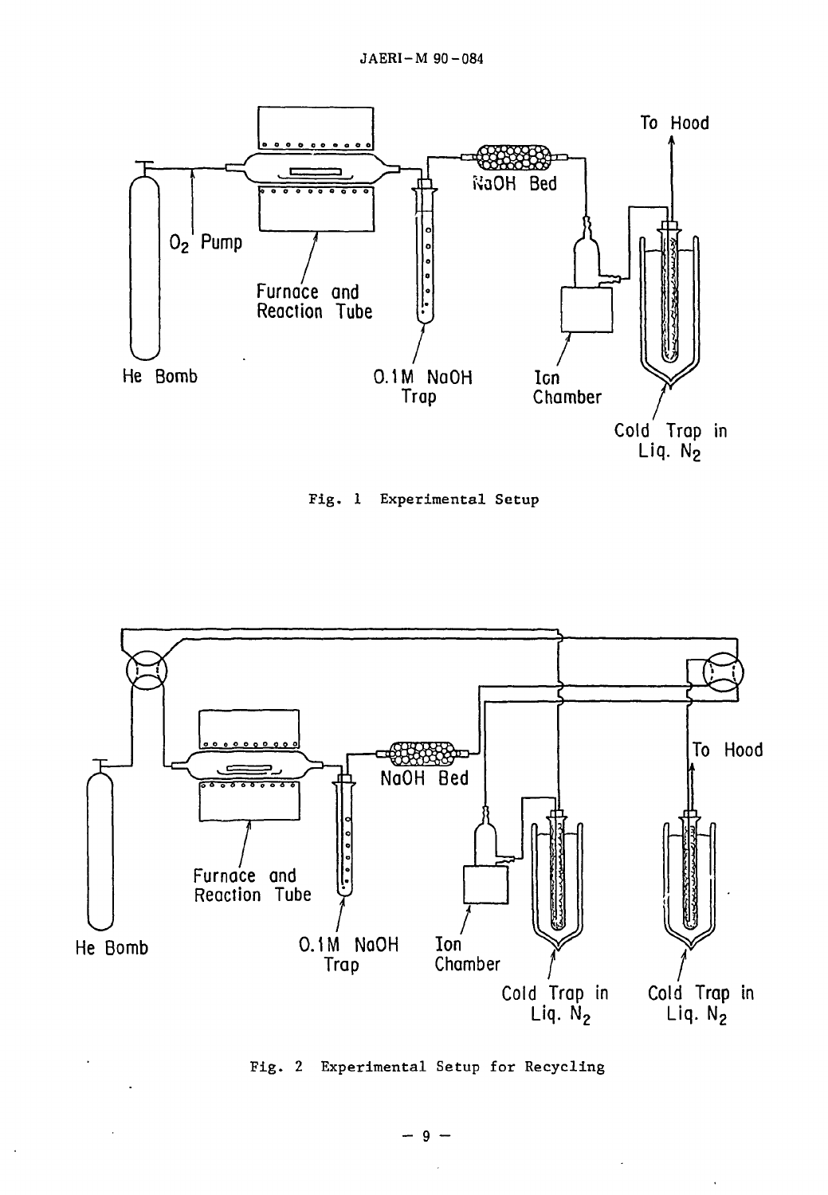Fig. 1 Experimental Setup

Fig. 2 Experimental Setup for Recycling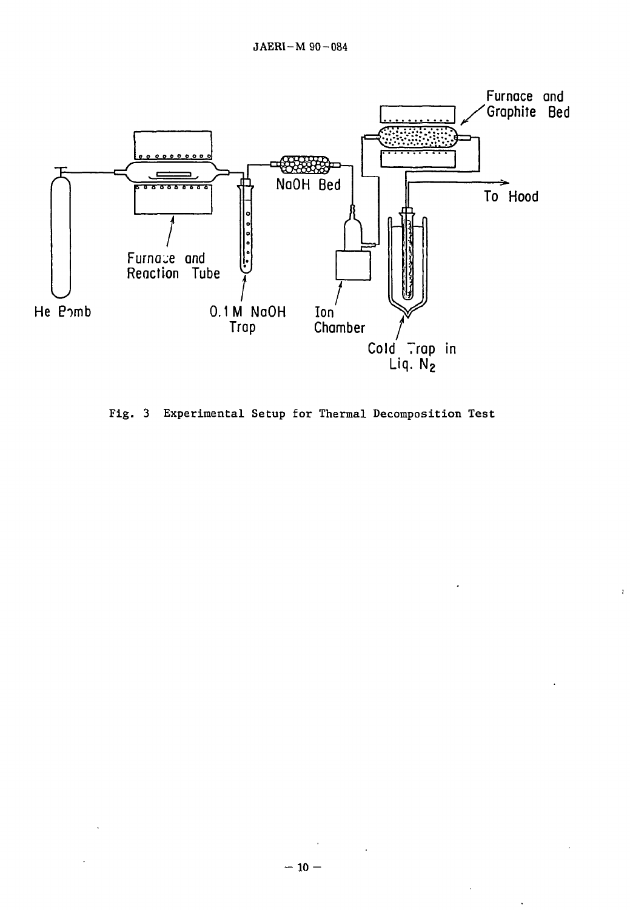Fig. 3 Experimental Setup for Thermal Decomposition Test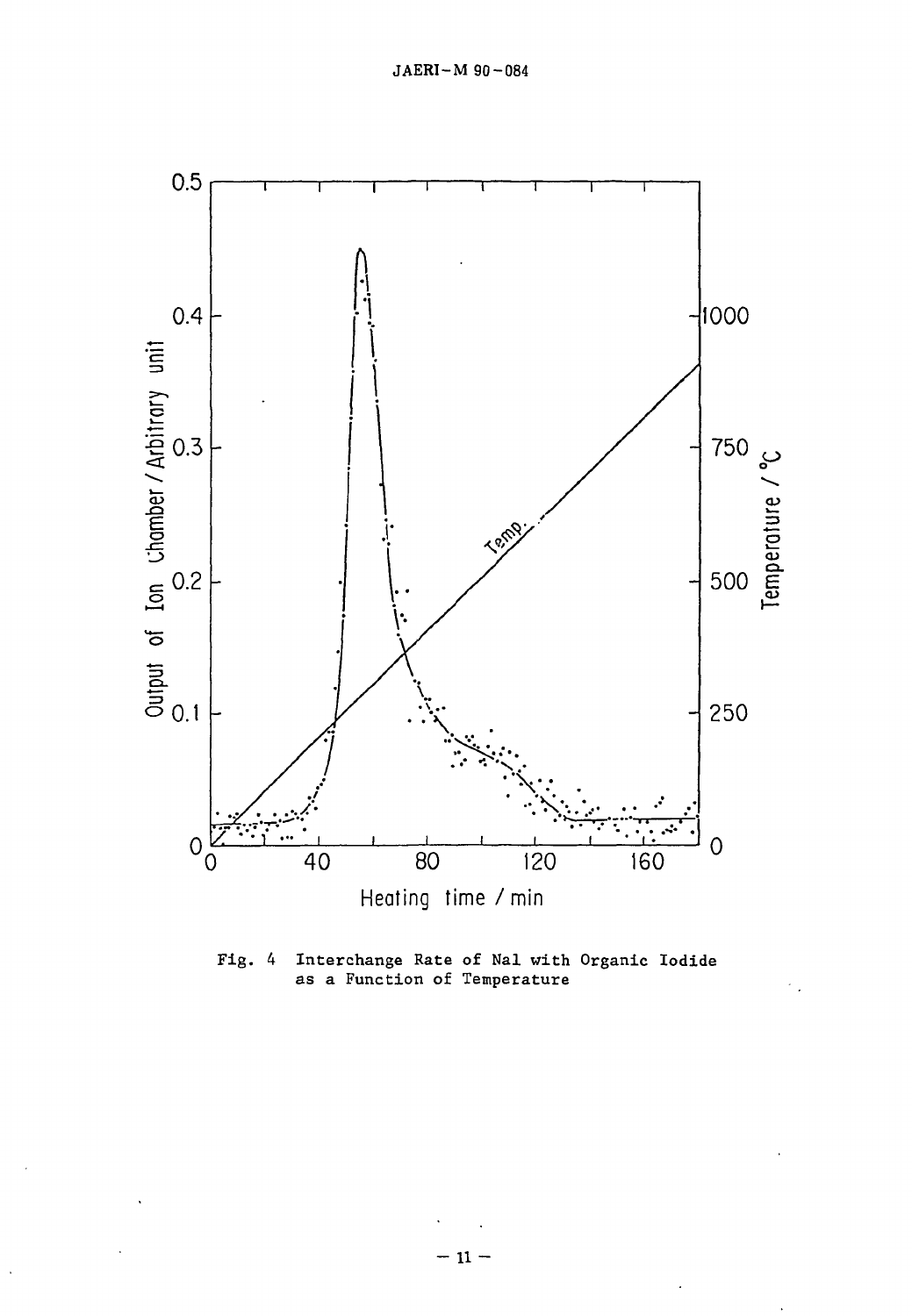Fig. 4 Interchange Rate of NaI with Organic Iodide as a Function of Temperature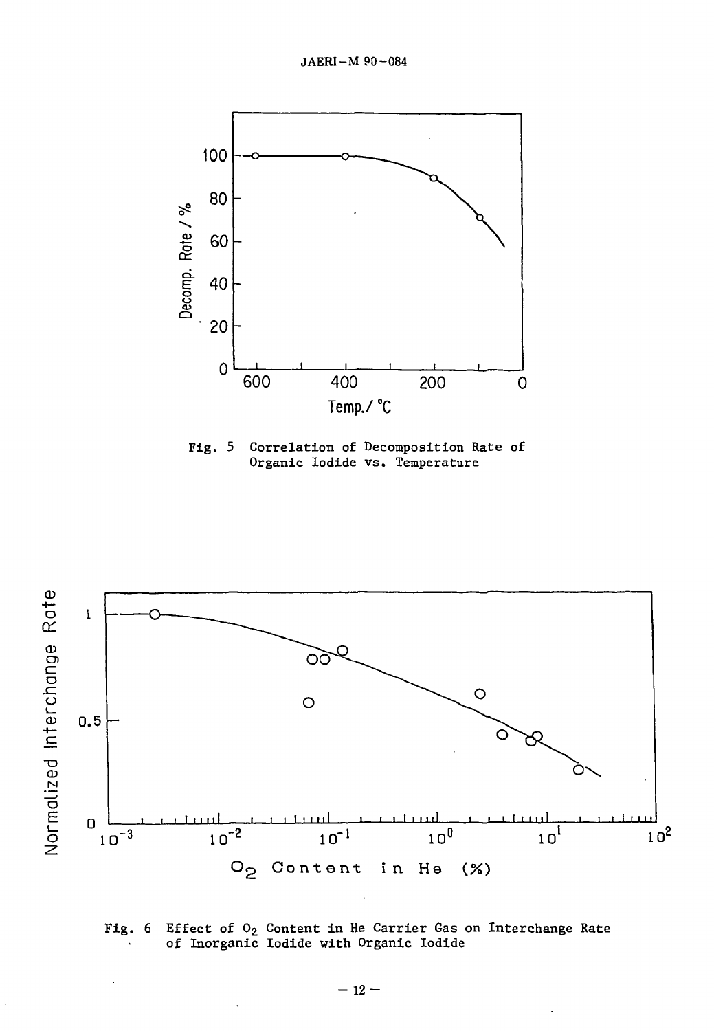Fig. 5 Correlation of Decomposition Rate of Organic Iodide vs. Temperature

Fig. 6 Effect of $O_2$ Content in He Carrier Gas on Interchange Rate of Inorganic Iodide with Organic Iodide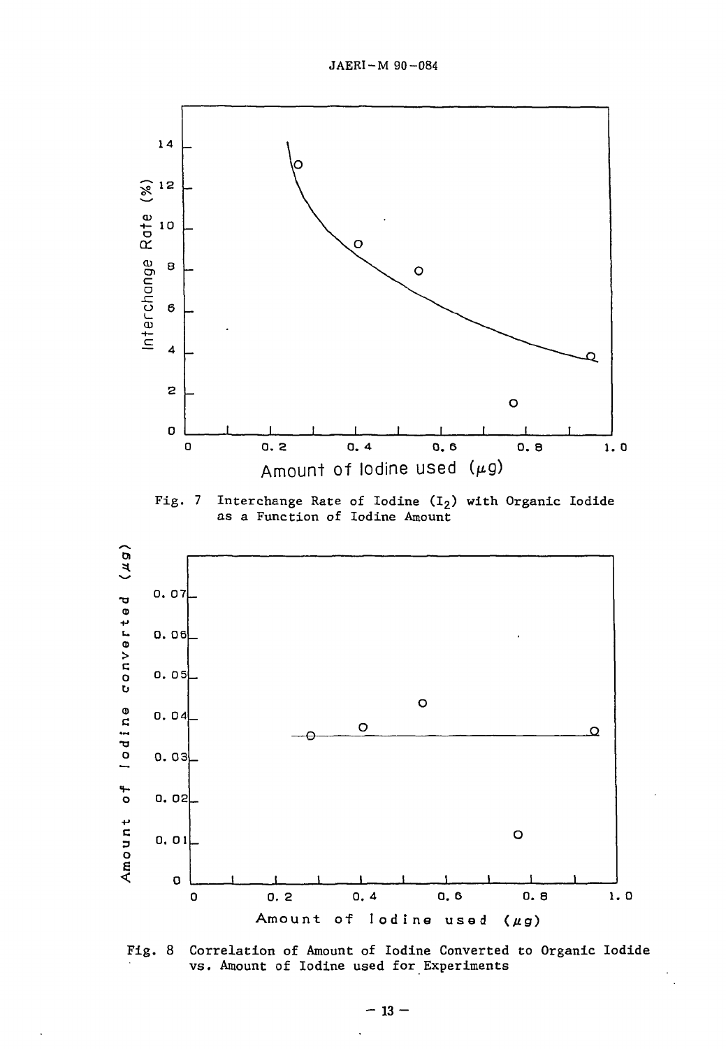Fig. 7 Interchange Rate of Iodine ($I_2$) with Organic Iodide as a Function of Iodine Amount

Fig. 8 Correlation of Amount of Iodine Converted to Organic Iodide vs. Amount of Iodine used for Experiments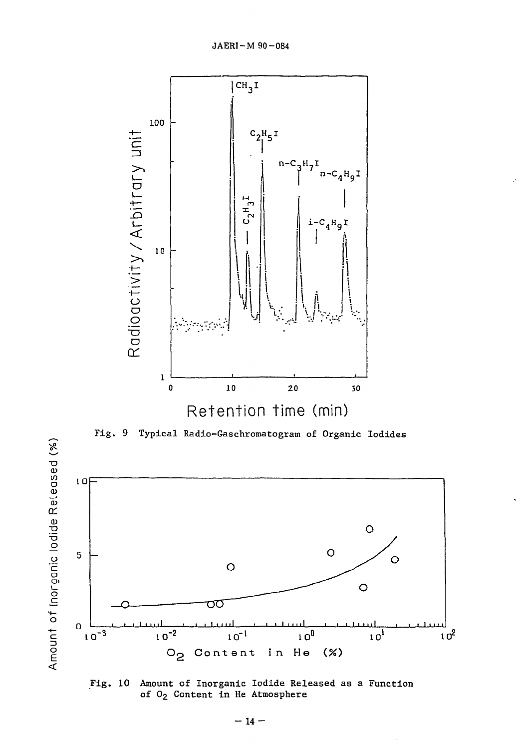Radioactivity / Arbitrary unit

100

10

1

$CH_3I$

$C_2H_5I$

$C_2H_3I$

$n\text{-}C_3H_7I$

$n\text{-}C_4H_9I$

$i\text{-}C_4H_9I$

0

10

20

30

Retention time (min)

Fig. 9 Typical Radio-Gaschromatogram of Organic Iodides

Amount of Inorganic Iodide Released (%)

10

5

0

$10^{-3}$

$10^{-2}$

$10^{-1}$

$10^{0}$

$10^{1}$

$10^{2}$

$O_2$ Content in He (%)

Fig. 10 Amount of Inorganic Iodide Released as a Function of $O_2$ Content in He Atmosphere